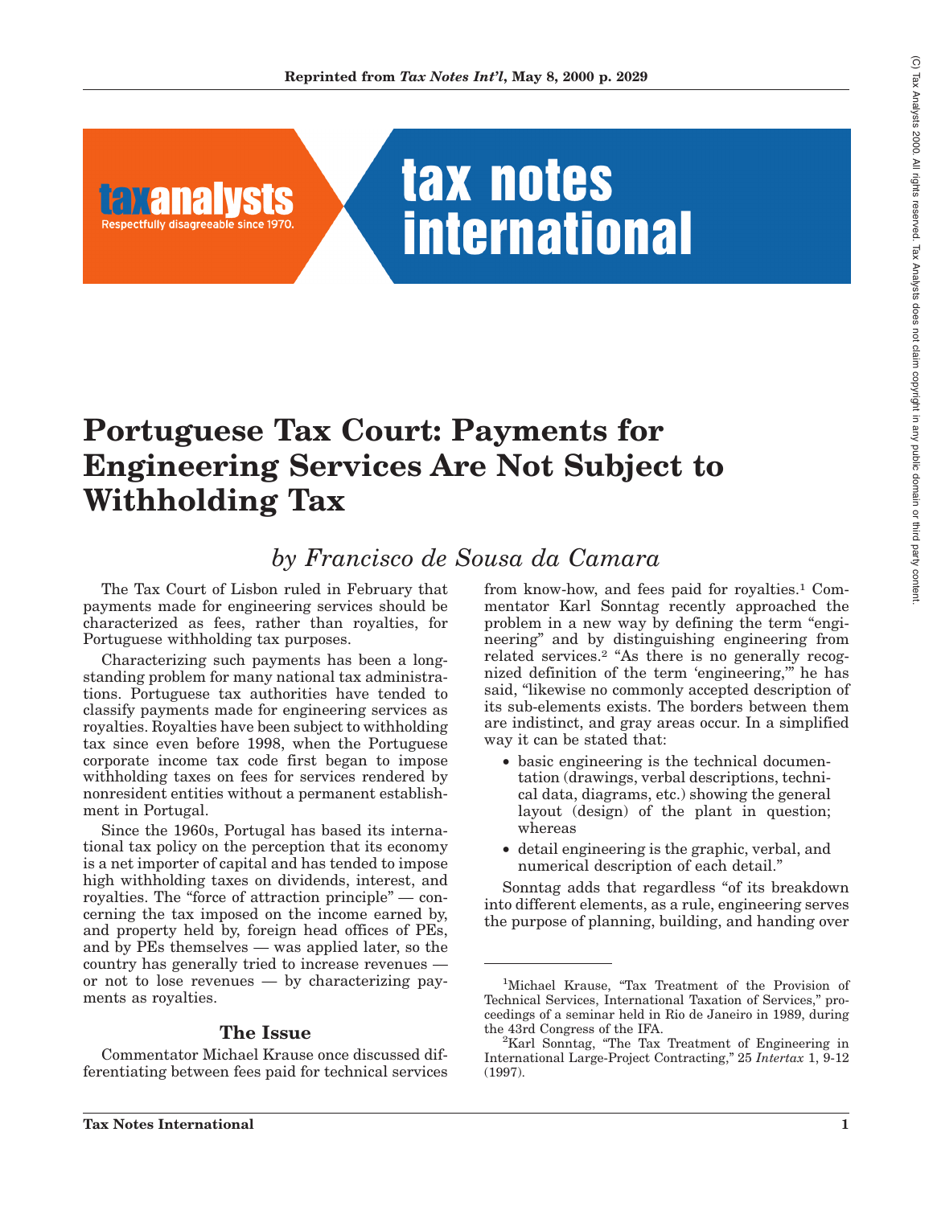Reprinted from *Tax Notes Int'l*, May 8, 2000 p. 2029

# Portuguese Tax Court: Payments for Engineering Services Are Not Subject to Withholding Tax

*by Francisco de Sousa da Camara*

The Tax Court of Lisbon ruled in February that payments made for engineering services should be characterized as fees, rather than royalties, for Portuguese withholding tax purposes.

Characterizing such payments has been a long-standing problem for many national tax administrations. Portuguese tax authorities have tended to classify payments made for engineering services as royalties. Royalties have been subject to withholding tax since even before 1998, when the Portuguese corporate income tax code first began to impose withholding taxes on fees for services rendered by nonresident entities without a permanent establishment in Portugal.

Since the 1960s, Portugal has based its international tax policy on the perception that its economy is a net importer of capital and has tended to impose high withholding taxes on dividends, interest, and royalties. The "force of attraction principle" — concerning the tax imposed on the income earned by, and property held by, foreign head offices of PEs, and by PEs themselves — was applied later, so the country has generally tried to increase revenues — or not to lose revenues — by characterizing payments as royalties.

## The Issue

Commentator Michael Krause once discussed differentiating between fees paid for technical services from know-how, and fees paid for royalties.[1] Commentator Karl Sonntag recently approached the problem in a new way by defining the term "engineering" and by distinguishing engineering from related services.[2] "As there is no generally recognized definition of the term 'engineering,'" he has said, "likewise no commonly accepted description of its sub-elements exists. The borders between them are indistinct, and gray areas occur. In a simplified way it can be stated that:

- basic engineering is the technical documentation (drawings, verbal descriptions, technical data, diagrams, etc.) showing the general layout (design) of the plant in question; whereas
- detail engineering is the graphic, verbal, and numerical description of each detail."

Sonntag adds that regardless "of its breakdown into different elements, as a rule, engineering serves the purpose of planning, building, and handing over

---

[1] Michael Krause, "Tax Treatment of the Provision of Technical Services, International Taxation of Services," proceedings of a seminar held in Rio de Janeiro in 1989, during the 43rd Congress of the IFA.

[2] Karl Sonntag, "The Tax Treatment of Engineering in International Large-Project Contracting," 25 *Intertax* 1, 9-12 (1997).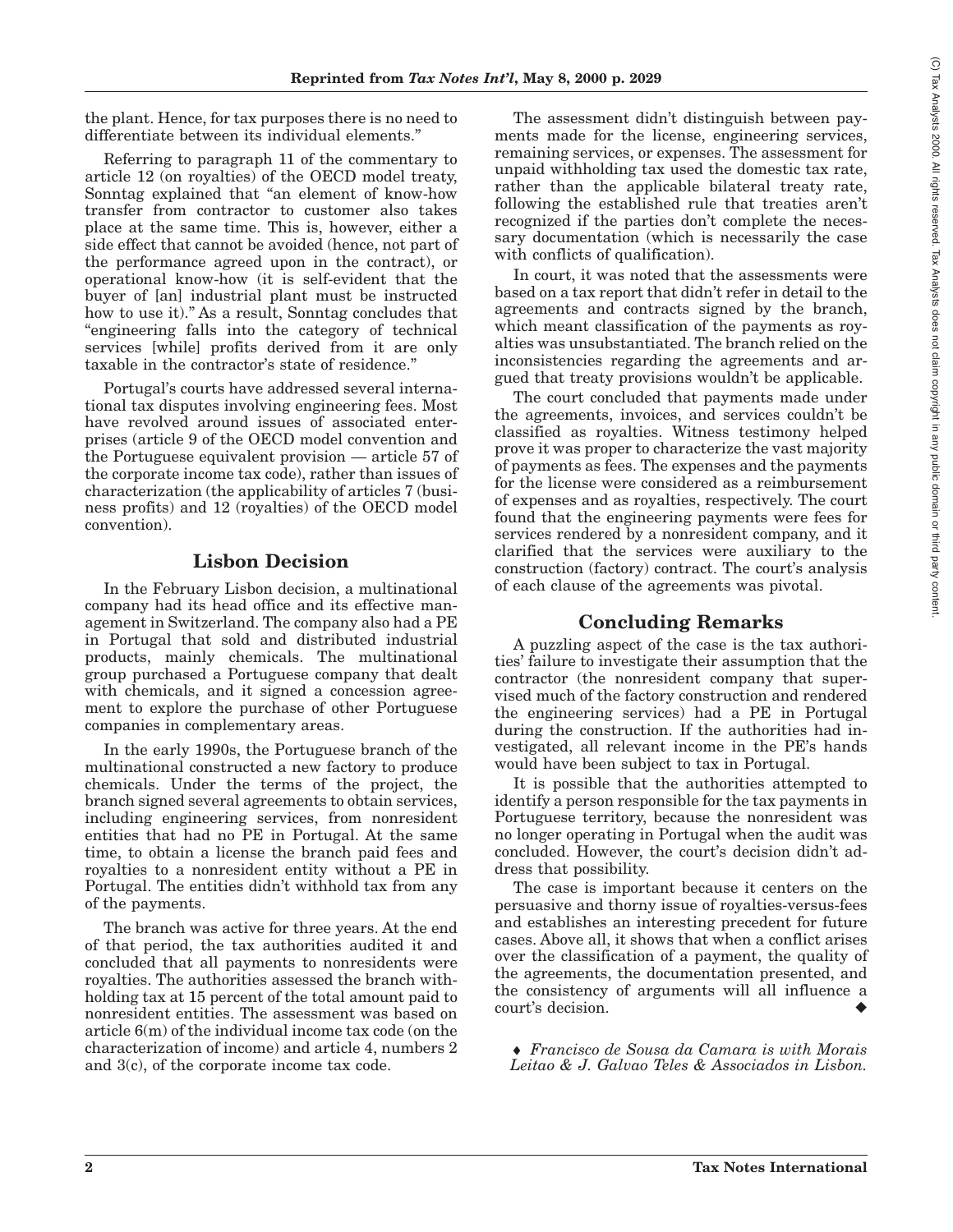the plant. Hence, for tax purposes there is no need to differentiate between its individual elements."

Referring to paragraph 11 of the commentary to article 12 (on royalties) of the OECD model treaty, Sonntag explained that "an element of know-how transfer from contractor to customer also takes place at the same time. This is, however, either a side effect that cannot be avoided (hence, not part of the performance agreed upon in the contract), or operational know-how (it is self-evident that the buyer of [an] industrial plant must be instructed how to use it)." As a result, Sonntag concludes that "engineering falls into the category of technical services [while] profits derived from it are only taxable in the contractor's state of residence."

Portugal's courts have addressed several international tax disputes involving engineering fees. Most have revolved around issues of associated enterprises (article 9 of the OECD model convention and the Portuguese equivalent provision — article 57 of the corporate income tax code), rather than issues of characterization (the applicability of articles 7 (business profits) and 12 (royalties) of the OECD model convention).

## Lisbon Decision

In the February Lisbon decision, a multinational company had its head office and its effective management in Switzerland. The company also had a PE in Portugal that sold and distributed industrial products, mainly chemicals. The multinational group purchased a Portuguese company that dealt with chemicals, and it signed a concession agreement to explore the purchase of other Portuguese companies in complementary areas.

In the early 1990s, the Portuguese branch of the multinational constructed a new factory to produce chemicals. Under the terms of the project, the branch signed several agreements to obtain services, including engineering services, from nonresident entities that had no PE in Portugal. At the same time, to obtain a license the branch paid fees and royalties to a nonresident entity without a PE in Portugal. The entities didn't withhold tax from any of the payments.

The branch was active for three years. At the end of that period, the tax authorities audited it and concluded that all payments to nonresidents were royalties. The authorities assessed the branch withholding tax at 15 percent of the total amount paid to nonresident entities. The assessment was based on article 6(m) of the individual income tax code (on the characterization of income) and article 4, numbers 2 and 3(c), of the corporate income tax code.

The assessment didn't distinguish between payments made for the license, engineering services, remaining services, or expenses. The assessment for unpaid withholding tax used the domestic tax rate, rather than the applicable bilateral treaty rate, following the established rule that treaties aren't recognized if the parties don't complete the necessary documentation (which is necessarily the case with conflicts of qualification).

In court, it was noted that the assessments were based on a tax report that didn't refer in detail to the agreements and contracts signed by the branch, which meant classification of the payments as royalties was unsubstantiated. The branch relied on the inconsistencies regarding the agreements and argued that treaty provisions wouldn't be applicable.

The court concluded that payments made under the agreements, invoices, and services couldn't be classified as royalties. Witness testimony helped prove it was proper to characterize the vast majority of payments as fees. The expenses and the payments for the license were considered as a reimbursement of expenses and as royalties, respectively. The court found that the engineering payments were fees for services rendered by a nonresident company, and it clarified that the services were auxiliary to the construction (factory) contract. The court's analysis of each clause of the agreements was pivotal.

## Concluding Remarks

A puzzling aspect of the case is the tax authorities' failure to investigate their assumption that the contractor (the nonresident company that supervised much of the factory construction and rendered the engineering services) had a PE in Portugal during the construction. If the authorities had investigated, all relevant income in the PE's hands would have been subject to tax in Portugal.

It is possible that the authorities attempted to identify a person responsible for the tax payments in Portuguese territory, because the nonresident was no longer operating in Portugal when the audit was concluded. However, the court's decision didn't address that possibility.

The case is important because it centers on the persuasive and thorny issue of royalties-versus-fees and establishes an interesting precedent for future cases. Above all, it shows that when a conflict arises over the classification of a payment, the quality of the agreements, the documentation presented, and the consistency of arguments will all influence a court's decision. ◆

♦ *Francisco de Sousa da Camara is with Morais Leitao & J. Galvao Teles & Associados in Lisbon.*